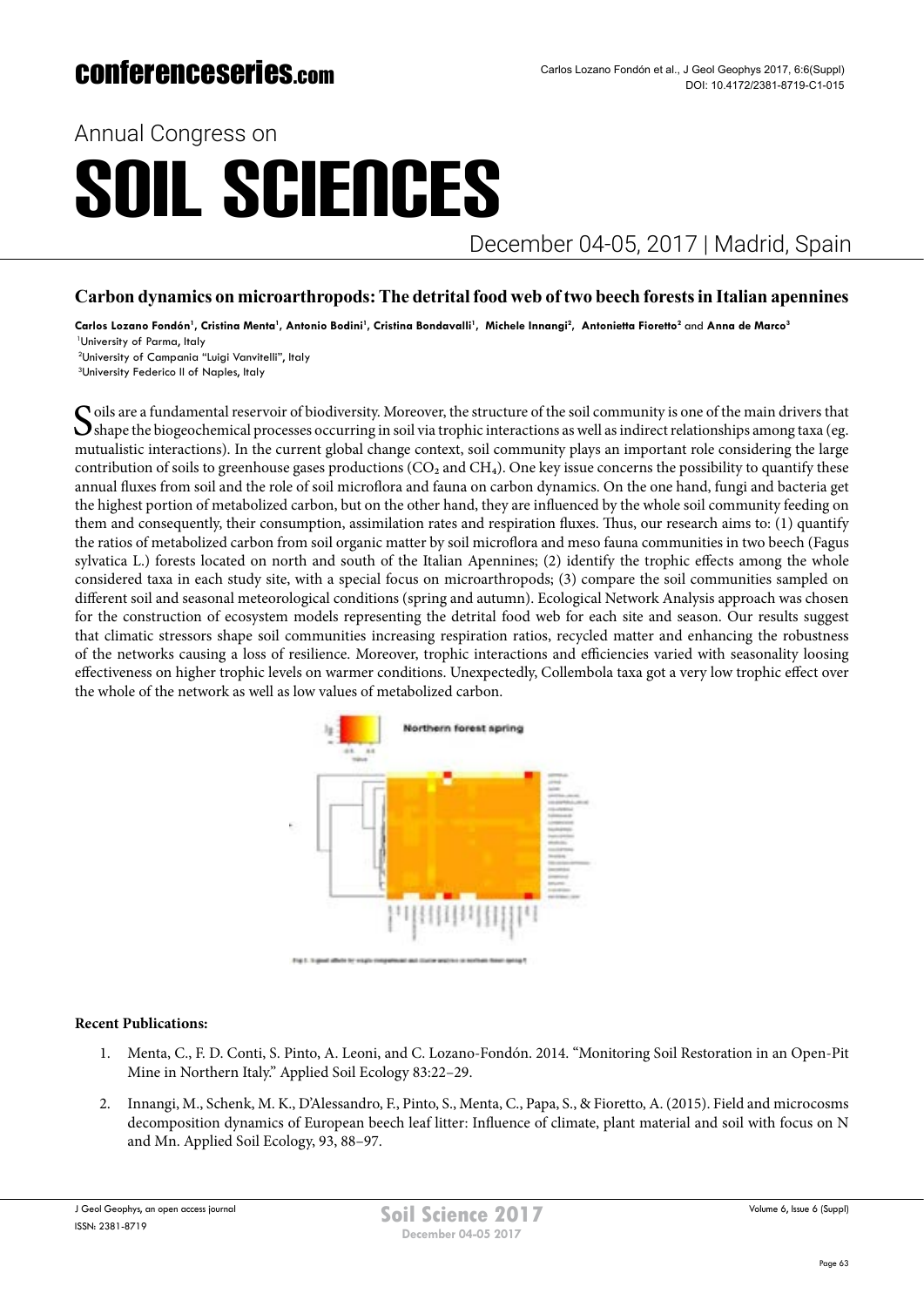# Carbon dynamics on microarthropods: The detrital food web of two beech forests in Italian apennines

**Carlos Lozano Fondón[1], Cristina Menta[1], Antonio Bodini[1], Cristina Bondavalli[1], Michele Innangi[2], Antonietta Fioretto[2]** and **Anna de Marco[3]**

[1]University of Parma, Italy
[2]University of Campania "Luigi Vanvitelli", Italy
[3]University Federico II of Naples, Italy

Soils are a fundamental reservoir of biodiversity. Moreover, the structure of the soil community is one of the main drivers that shape the biogeochemical processes occurring in soil via trophic interactions as well as indirect relationships among taxa (eg. mutualistic interactions). In the current global change context, soil community plays an important role considering the large contribution of soils to greenhouse gases productions ($CO_2$ and $CH_4$). One key issue concerns the possibility to quantify these annual fluxes from soil and the role of soil microflora and fauna on carbon dynamics. On the one hand, fungi and bacteria get the highest portion of metabolized carbon, but on the other hand, they are influenced by the whole soil community feeding on them and consequently, their consumption, assimilation rates and respiration fluxes. Thus, our research aims to: (1) quantify the ratios of metabolized carbon from soil organic matter by soil microflora and meso fauna communities in two beech (Fagus sylvatica L.) forests located on north and south of the Italian Apennines; (2) identify the trophic effects among the whole considered taxa in each study site, with a special focus on microarthropods; (3) compare the soil communities sampled on different soil and seasonal meteorological conditions (spring and autumn). Ecological Network Analysis approach was chosen for the construction of ecosystem models representing the detrital food web for each site and season. Our results suggest that climatic stressors shape soil communities increasing respiration ratios, recycled matter and enhancing the robustness of the networks causing a loss of resilience. Moreover, trophic interactions and efficiencies varied with seasonality loosing effectiveness on higher trophic levels on warmer conditions. Unexpectedly, Collembola taxa got a very low trophic effect over the whole of the network as well as low values of metabolized carbon.

Northern forest spring

Fig 1: Signed effects by single compartment and cluster analysis in northern forest spring

**Recent Publications:**

1. Menta, C., F. D. Conti, S. Pinto, A. Leoni, and C. Lozano-Fondón. 2014. "Monitoring Soil Restoration in an Open-Pit Mine in Northern Italy." Applied Soil Ecology 83:22–29.
2. Innangi, M., Schenk, M. K., D'Alessandro, F., Pinto, S., Menta, C., Papa, S., & Fioretto, A. (2015). Field and microcosms decomposition dynamics of European beech leaf litter: Influence of climate, plant material and soil with focus on N and Mn. Applied Soil Ecology, 93, 88–97.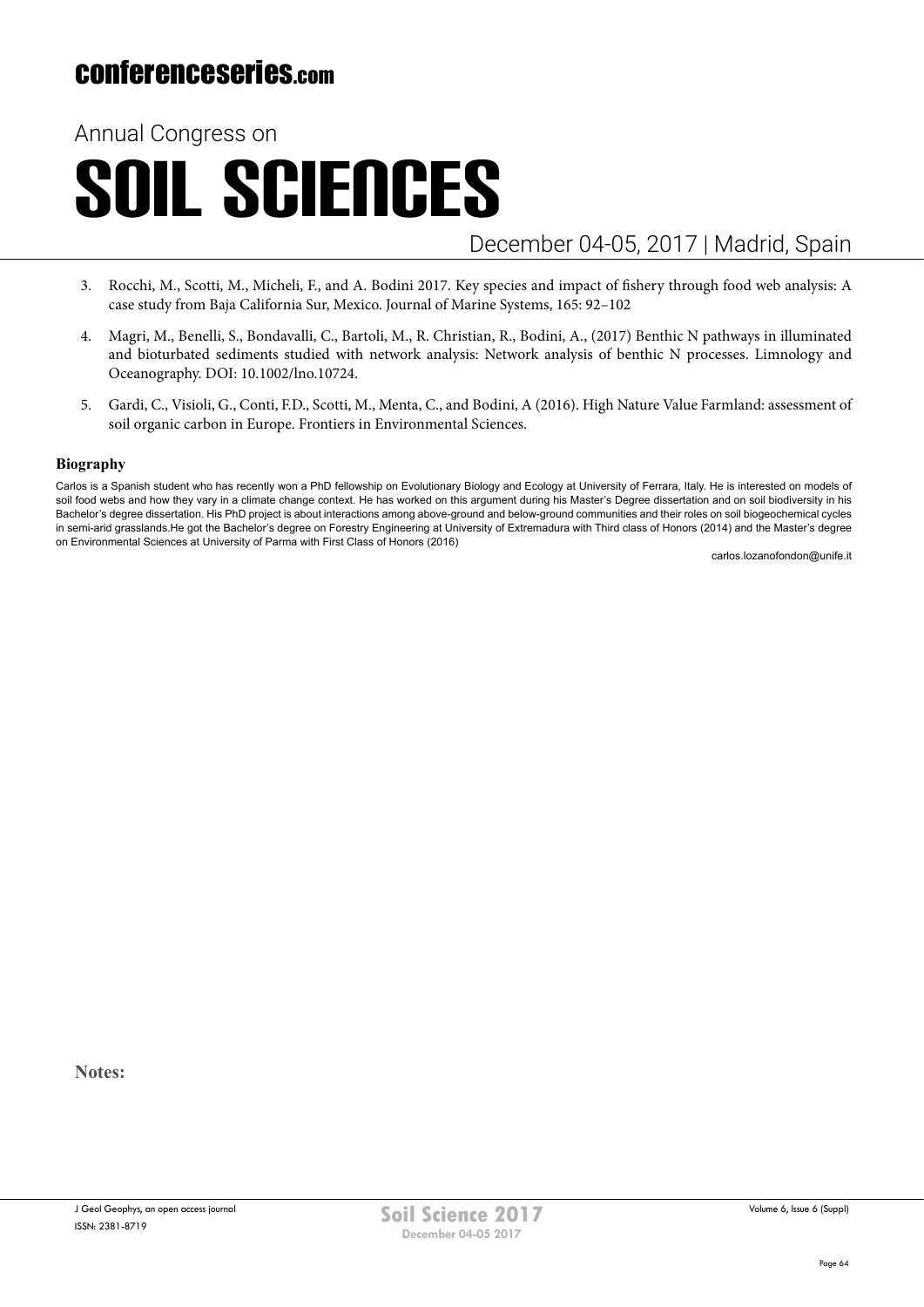3. Rocchi, M., Scotti, M., Micheli, F., and A. Bodini 2017. Key species and impact of fishery through food web analysis: A case study from Baja California Sur, Mexico. Journal of Marine Systems, 165: 92–102
4. Magri, M., Benelli, S., Bondavalli, C., Bartoli, M., R. Christian, R., Bodini, A., (2017) Benthic N pathways in illuminated and bioturbated sediments studied with network analysis: Network analysis of benthic N processes. Limnology and Oceanography. DOI: 10.1002/lno.10724.
5. Gardi, C., Visioli, G., Conti, F.D., Scotti, M., Menta, C., and Bodini, A (2016). High Nature Value Farmland: assessment of soil organic carbon in Europe. Frontiers in Environmental Sciences.

**Biography**

Carlos is a Spanish student who has recently won a PhD fellowship on Evolutionary Biology and Ecology at University of Ferrara, Italy. He is interested on models of soil food webs and how they vary in a climate change context. He has worked on this argument during his Master's Degree dissertation and on soil biodiversity in his Bachelor's degree dissertation. His PhD project is about interactions among above-ground and below-ground communities and their roles on soil biogeochemical cycles in semi-arid grasslands.He got the Bachelor's degree on Forestry Engineering at University of Extremadura with Third class of Honors (2014) and the Master's degree on Environmental Sciences at University of Parma with First Class of Honors (2016)

carlos.lozanofondon@unife.it

**Notes:**